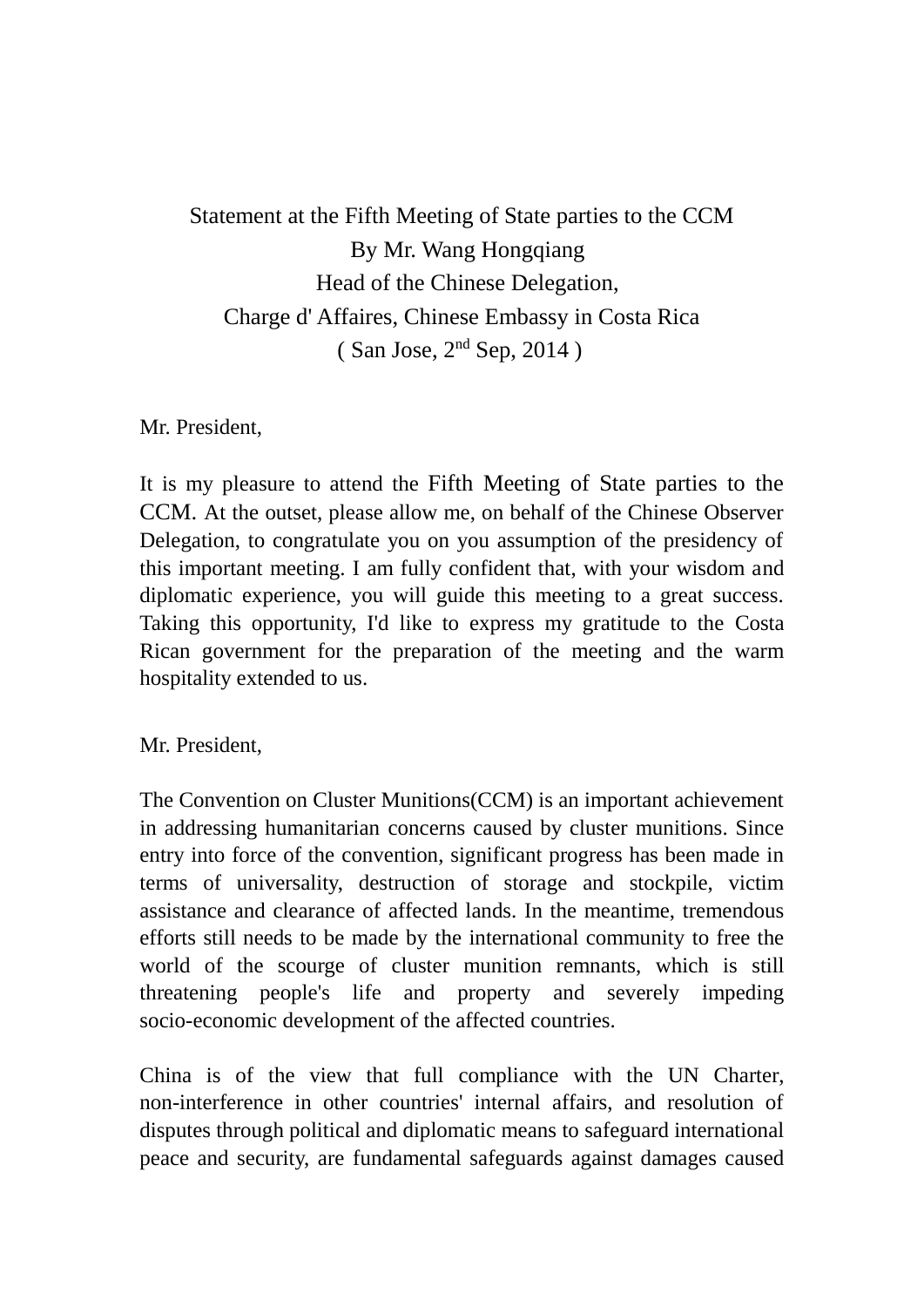Statement at the Fifth Meeting of State parties to the CCM

By Mr. Wang Hongqiang

Head of the Chinese Delegation,

Charge d' Affaires, Chinese Embassy in Costa Rica

( San Jose, 2nd Sep, 2014 )

Mr. President,

It is my pleasure to attend the Fifth Meeting of State parties to the CCM. At the outset, please allow me, on behalf of the Chinese Observer Delegation, to congratulate you on you assumption of the presidency of this important meeting. I am fully confident that, with your wisdom and diplomatic experience, you will guide this meeting to a great success. Taking this opportunity, I'd like to express my gratitude to the Costa Rican government for the preparation of the meeting and the warm hospitality extended to us.

Mr. President,

The Convention on Cluster Munitions(CCM) is an important achievement in addressing humanitarian concerns caused by cluster munitions. Since entry into force of the convention, significant progress has been made in terms of universality, destruction of storage and stockpile, victim assistance and clearance of affected lands. In the meantime, tremendous efforts still needs to be made by the international community to free the world of the scourge of cluster munition remnants, which is still threatening people's life and property and severely impeding socio-economic development of the affected countries.

China is of the view that full compliance with the UN Charter, non-interference in other countries' internal affairs, and resolution of disputes through political and diplomatic means to safeguard international peace and security, are fundamental safeguards against damages caused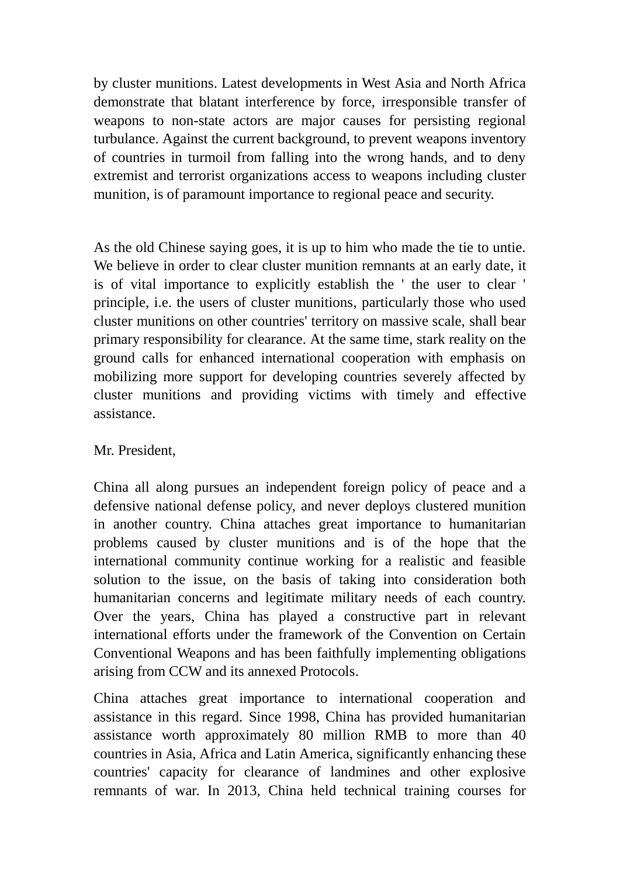by cluster munitions. Latest developments in West Asia and North Africa demonstrate that blatant interference by force, irresponsible transfer of weapons to non-state actors are major causes for persisting regional turbulance. Against the current background, to prevent weapons inventory of countries in turmoil from falling into the wrong hands, and to deny extremist and terrorist organizations access to weapons including cluster munition, is of paramount importance to regional peace and security.

As the old Chinese saying goes, it is up to him who made the tie to untie. We believe in order to clear cluster munition remnants at an early date, it is of vital importance to explicitly establish the ' the user to clear ' principle, i.e. the users of cluster munitions, particularly those who used cluster munitions on other countries' territory on massive scale, shall bear primary responsibility for clearance. At the same time, stark reality on the ground calls for enhanced international cooperation with emphasis on mobilizing more support for developing countries severely affected by cluster munitions and providing victims with timely and effective assistance.

Mr. President,

China all along pursues an independent foreign policy of peace and a defensive national defense policy, and never deploys clustered munition in another country. China attaches great importance to humanitarian problems caused by cluster munitions and is of the hope that the international community continue working for a realistic and feasible solution to the issue, on the basis of taking into consideration both humanitarian concerns and legitimate military needs of each country. Over the years, China has played a constructive part in relevant international efforts under the framework of the Convention on Certain Conventional Weapons and has been faithfully implementing obligations arising from CCW and its annexed Protocols.

China attaches great importance to international cooperation and assistance in this regard. Since 1998, China has provided humanitarian assistance worth approximately 80 million RMB to more than 40 countries in Asia, Africa and Latin America, significantly enhancing these countries' capacity for clearance of landmines and other explosive remnants of war. In 2013, China held technical training courses for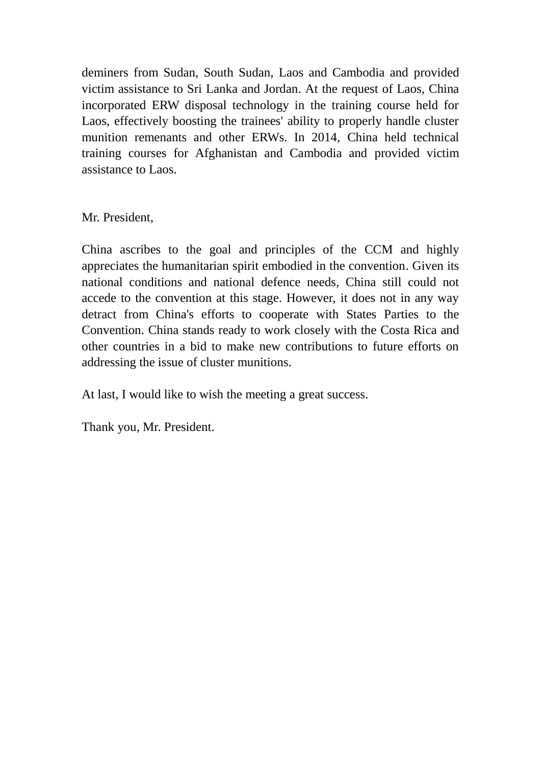deminers from Sudan, South Sudan, Laos and Cambodia and provided victim assistance to Sri Lanka and Jordan. At the request of Laos, China incorporated ERW disposal technology in the training course held for Laos, effectively boosting the trainees' ability to properly handle cluster munition remenants and other ERWs. In 2014, China held technical training courses for Afghanistan and Cambodia and provided victim assistance to Laos.

Mr. President,

China ascribes to the goal and principles of the CCM and highly appreciates the humanitarian spirit embodied in the convention. Given its national conditions and national defence needs, China still could not accede to the convention at this stage. However, it does not in any way detract from China's efforts to cooperate with States Parties to the Convention. China stands ready to work closely with the Costa Rica and other countries in a bid to make new contributions to future efforts on addressing the issue of cluster munitions.

At last, I would like to wish the meeting a great success.

Thank you, Mr. President.